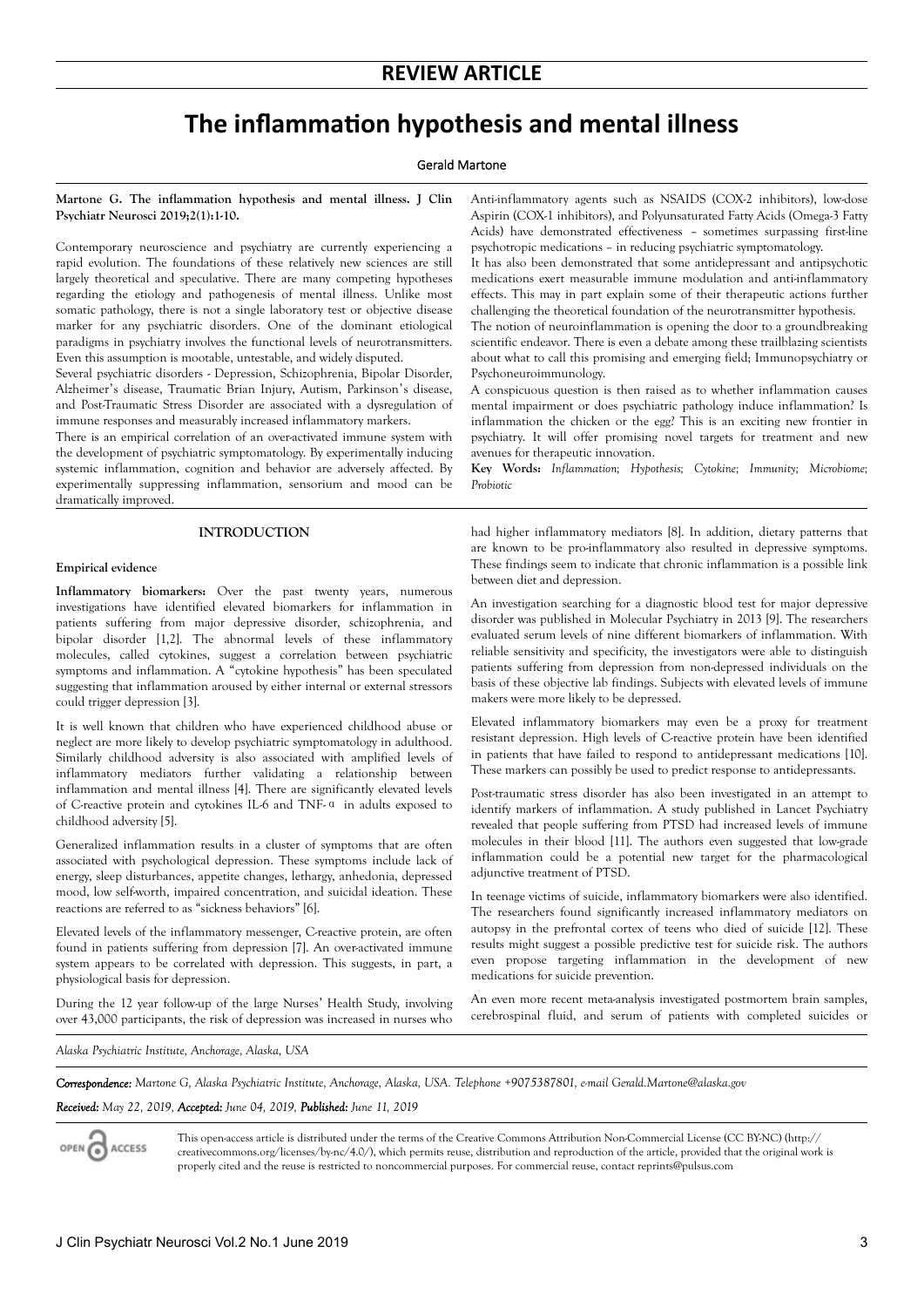## REVIEW ARTICLE

# The inflammation hypothesis and mental illness

Gerald Martone

**Martone G. The inflammation hypothesis and mental illness. J Clin Psychiatr Neurosci 2019;2(1):1-10.**

Contemporary neuroscience and psychiatry are currently experiencing a rapid evolution. The foundations of these relatively new sciences are still largely theoretical and speculative. There are many competing hypotheses regarding the etiology and pathogenesis of mental illness. Unlike most somatic pathology, there is not a single laboratory test or objective disease marker for any psychiatric disorders. One of the dominant etiological paradigms in psychiatry involves the functional levels of neurotransmitters. Even this assumption is mootable, untestable, and widely disputed.

Several psychiatric disorders - Depression, Schizophrenia, Bipolar Disorder, Alzheimer's disease, Traumatic Brian Injury, Autism, Parkinson's disease, and Post-Traumatic Stress Disorder are associated with a dysregulation of immune responses and measurably increased inflammatory markers.

There is an empirical correlation of an over-activated immune system with the development of psychiatric symptomatology. By experimentally inducing systemic inflammation, cognition and behavior are adversely affected. By experimentally suppressing inflammation, sensorium and mood can be dramatically improved.

Anti-inflammatory agents such as NSAIDS (COX-2 inhibitors), low-dose Aspirin (COX-1 inhibitors), and Polyunsaturated Fatty Acids (Omega-3 Fatty Acids) have demonstrated effectiveness – sometimes surpassing first-line psychotropic medications – in reducing psychiatric symptomatology.

It has also been demonstrated that some antidepressant and antipsychotic medications exert measurable immune modulation and anti-inflammatory effects. This may in part explain some of their therapeutic actions further challenging the theoretical foundation of the neurotransmitter hypothesis.

The notion of neuroinflammation is opening the door to a groundbreaking scientific endeavor. There is even a debate among these trailblazing scientists about what to call this promising and emerging field; Immunopsychiatry or Psychoneuroimmunology.

A conspicuous question is then raised as to whether inflammation causes mental impairment or does psychiatric pathology induce inflammation? Is inflammation the chicken or the egg? This is an exciting new frontier in psychiatry. It will offer promising novel targets for treatment and new avenues for therapeutic innovation.

**Key Words:** *Inflammation; Hypothesis; Cytokine; Immunity; Microbiome; Probiotic*

## INTRODUCTION

### Empirical evidence

**Inflammatory biomarkers:** Over the past twenty years, numerous investigations have identified elevated biomarkers for inflammation in patients suffering from major depressive disorder, schizophrenia, and bipolar disorder [1,2]. The abnormal levels of these inflammatory molecules, called cytokines, suggest a correlation between psychiatric symptoms and inflammation. A "cytokine hypothesis" has been speculated suggesting that inflammation aroused by either internal or external stressors could trigger depression [3].

It is well known that children who have experienced childhood abuse or neglect are more likely to develop psychiatric symptomatology in adulthood. Similarly childhood adversity is also associated with amplified levels of inflammatory mediators further validating a relationship between inflammation and mental illness [4]. There are significantly elevated levels of C-reactive protein and cytokines IL-6 and TNF-$\alpha$ in adults exposed to childhood adversity [5].

Generalized inflammation results in a cluster of symptoms that are often associated with psychological depression. These symptoms include lack of energy, sleep disturbances, appetite changes, lethargy, anhedonia, depressed mood, low self-worth, impaired concentration, and suicidal ideation. These reactions are referred to as "sickness behaviors" [6].

Elevated levels of the inflammatory messenger, C-reactive protein, are often found in patients suffering from depression [7]. An over-activated immune system appears to be correlated with depression. This suggests, in part, a physiological basis for depression.

During the 12 year follow-up of the large Nurses' Health Study, involving over 43,000 participants, the risk of depression was increased in nurses who had higher inflammatory mediators [8]. In addition, dietary patterns that are known to be pro-inflammatory also resulted in depressive symptoms. These findings seem to indicate that chronic inflammation is a possible link between diet and depression.

An investigation searching for a diagnostic blood test for major depressive disorder was published in Molecular Psychiatry in 2013 [9]. The researchers evaluated serum levels of nine different biomarkers of inflammation. With reliable sensitivity and specificity, the investigators were able to distinguish patients suffering from depression from non-depressed individuals on the basis of these objective lab findings. Subjects with elevated levels of immune makers were more likely to be depressed.

Elevated inflammatory biomarkers may even be a proxy for treatment resistant depression. High levels of C-reactive protein have been identified in patients that have failed to respond to antidepressant medications [10]. These markers can possibly be used to predict response to antidepressants.

Post-traumatic stress disorder has also been investigated in an attempt to identify markers of inflammation. A study published in Lancet Psychiatry revealed that people suffering from PTSD had increased levels of immune molecules in their blood [11]. The authors even suggested that low-grade inflammation could be a potential new target for the pharmacological adjunctive treatment of PTSD.

In teenage victims of suicide, inflammatory biomarkers were also identified. The researchers found significantly increased inflammatory mediators on autopsy in the prefrontal cortex of teens who died of suicide [12]. These results might suggest a possible predictive test for suicide risk. The authors even propose targeting inflammation in the development of new medications for suicide prevention.

An even more recent meta-analysis investigated postmortem brain samples, cerebrospinal fluid, and serum of patients with completed suicides or

*Alaska Psychiatric Institute, Anchorage, Alaska, USA*

***Correspondence:*** *Martone G, Alaska Psychiatric Institute, Anchorage, Alaska, USA. Telephone +9075387801, e-mail Gerald.Martone@alaska.gov*

***Received:*** *May 22, 2019,* ***Accepted:*** *June 04, 2019,* ***Published:*** *June 11, 2019*

This open-access article is distributed under the terms of the Creative Commons Attribution Non-Commercial License (CC BY-NC) (http://creativecommons.org/licenses/by-nc/4.0/), which permits reuse, distribution and reproduction of the article, provided that the original work is properly cited and the reuse is restricted to noncommercial purposes. For commercial reuse, contact reprints@pulsus.com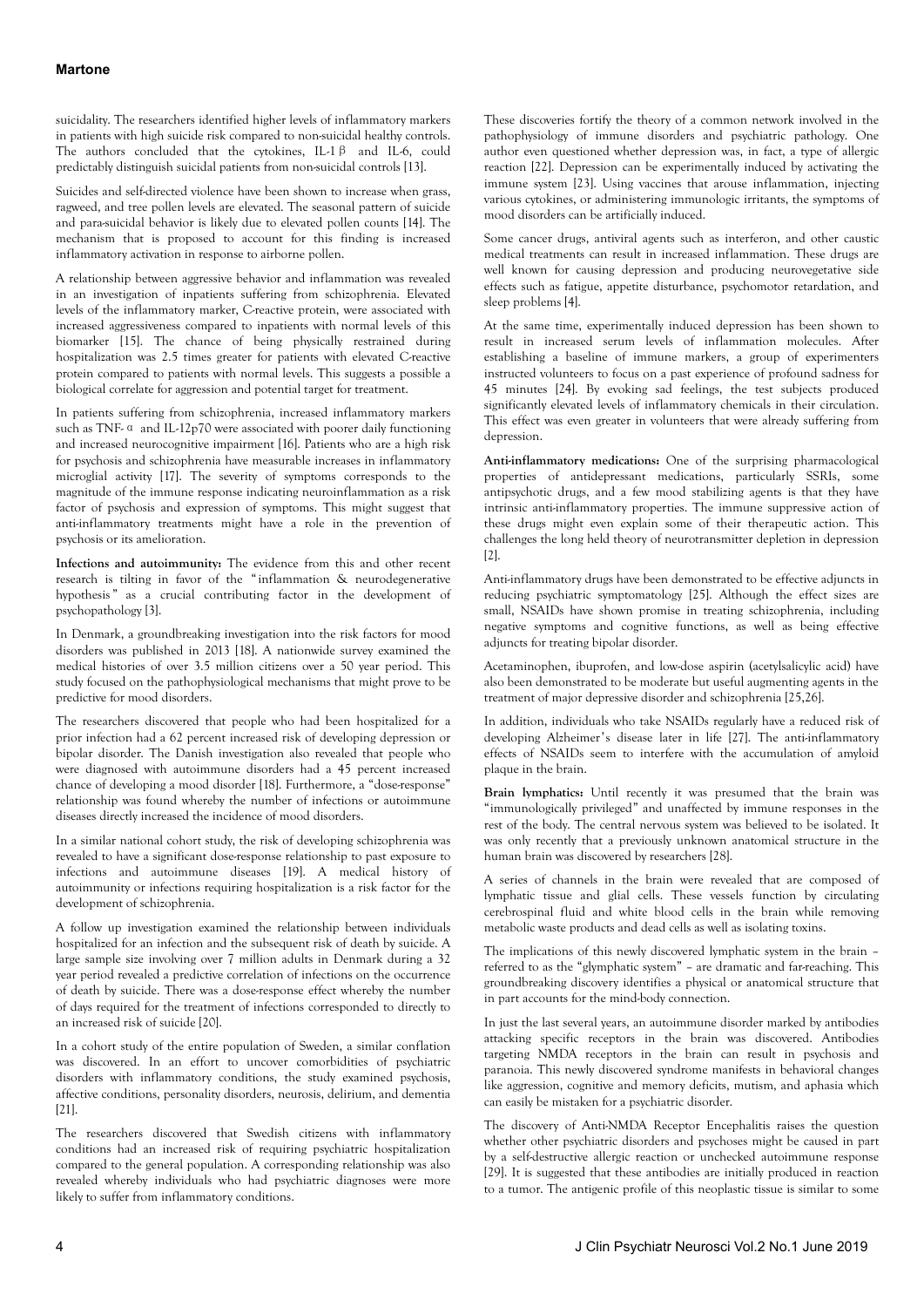suicidality. The researchers identified higher levels of inflammatory markers in patients with high suicide risk compared to non-suicidal healthy controls. The authors concluded that the cytokines, IL-1β and IL-6, could predictably distinguish suicidal patients from non-suicidal controls [13].

Suicides and self-directed violence have been shown to increase when grass, ragweed, and tree pollen levels are elevated. The seasonal pattern of suicide and para-suicidal behavior is likely due to elevated pollen counts [14]. The mechanism that is proposed to account for this finding is increased inflammatory activation in response to airborne pollen.

A relationship between aggressive behavior and inflammation was revealed in an investigation of inpatients suffering from schizophrenia. Elevated levels of the inflammatory marker, C-reactive protein, were associated with increased aggressiveness compared to inpatients with normal levels of this biomarker [15]. The chance of being physically restrained during hospitalization was 2.5 times greater for patients with elevated C-reactive protein compared to patients with normal levels. This suggests a possible a biological correlate for aggression and potential target for treatment.

In patients suffering from schizophrenia, increased inflammatory markers such as TNF-α and IL-12p70 were associated with poorer daily functioning and increased neurocognitive impairment [16]. Patients who are a high risk for psychosis and schizophrenia have measurable increases in inflammatory microglial activity [17]. The severity of symptoms corresponds to the magnitude of the immune response indicating neuroinflammation as a risk factor of psychosis and expression of symptoms. This might suggest that anti-inflammatory treatments might have a role in the prevention of psychosis or its amelioration.

**Infections and autoimmunity:** The evidence from this and other recent research is tilting in favor of the "inflammation & neurodegenerative hypothesis" as a crucial contributing factor in the development of psychopathology [3].

In Denmark, a groundbreaking investigation into the risk factors for mood disorders was published in 2013 [18]. A nationwide survey examined the medical histories of over 3.5 million citizens over a 50 year period. This study focused on the pathophysiological mechanisms that might prove to be predictive for mood disorders.

The researchers discovered that people who had been hospitalized for a prior infection had a 62 percent increased risk of developing depression or bipolar disorder. The Danish investigation also revealed that people who were diagnosed with autoimmune disorders had a 45 percent increased chance of developing a mood disorder [18]. Furthermore, a "dose-response" relationship was found whereby the number of infections or autoimmune diseases directly increased the incidence of mood disorders.

In a similar national cohort study, the risk of developing schizophrenia was revealed to have a significant dose-response relationship to past exposure to infections and autoimmune diseases [19]. A medical history of autoimmunity or infections requiring hospitalization is a risk factor for the development of schizophrenia.

A follow up investigation examined the relationship between individuals hospitalized for an infection and the subsequent risk of death by suicide. A large sample size involving over 7 million adults in Denmark during a 32 year period revealed a predictive correlation of infections on the occurrence of death by suicide. There was a dose-response effect whereby the number of days required for the treatment of infections corresponded to directly to an increased risk of suicide [20].

In a cohort study of the entire population of Sweden, a similar conflation was discovered. In an effort to uncover comorbidities of psychiatric disorders with inflammatory conditions, the study examined psychosis, affective conditions, personality disorders, neurosis, delirium, and dementia [21].

The researchers discovered that Swedish citizens with inflammatory conditions had an increased risk of requiring psychiatric hospitalization compared to the general population. A corresponding relationship was also revealed whereby individuals who had psychiatric diagnoses were more likely to suffer from inflammatory conditions.

These discoveries fortify the theory of a common network involved in the pathophysiology of immune disorders and psychiatric pathology. One author even questioned whether depression was, in fact, a type of allergic reaction [22]. Depression can be experimentally induced by activating the immune system [23]. Using vaccines that arouse inflammation, injecting various cytokines, or administering immunologic irritants, the symptoms of mood disorders can be artificially induced.

Some cancer drugs, antiviral agents such as interferon, and other caustic medical treatments can result in increased inflammation. These drugs are well known for causing depression and producing neurovegetative side effects such as fatigue, appetite disturbance, psychomotor retardation, and sleep problems [4].

At the same time, experimentally induced depression has been shown to result in increased serum levels of inflammation molecules. After establishing a baseline of immune markers, a group of experimenters instructed volunteers to focus on a past experience of profound sadness for 45 minutes [24]. By evoking sad feelings, the test subjects produced significantly elevated levels of inflammatory chemicals in their circulation. This effect was even greater in volunteers that were already suffering from depression.

**Anti-inflammatory medications:** One of the surprising pharmacological properties of antidepressant medications, particularly SSRIs, some antipsychotic drugs, and a few mood stabilizing agents is that they have intrinsic anti-inflammatory properties. The immune suppressive action of these drugs might even explain some of their therapeutic action. This challenges the long held theory of neurotransmitter depletion in depression [2].

Anti-inflammatory drugs have been demonstrated to be effective adjuncts in reducing psychiatric symptomatology [25]. Although the effect sizes are small, NSAIDs have shown promise in treating schizophrenia, including negative symptoms and cognitive functions, as well as being effective adjuncts for treating bipolar disorder.

Acetaminophen, ibuprofen, and low-dose aspirin (acetylsalicylic acid) have also been demonstrated to be moderate but useful augmenting agents in the treatment of major depressive disorder and schizophrenia [25,26].

In addition, individuals who take NSAIDs regularly have a reduced risk of developing Alzheimer's disease later in life [27]. The anti-inflammatory effects of NSAIDs seem to interfere with the accumulation of amyloid plaque in the brain.

**Brain lymphatics:** Until recently it was presumed that the brain was "immunologically privileged" and unaffected by immune responses in the rest of the body. The central nervous system was believed to be isolated. It was only recently that a previously unknown anatomical structure in the human brain was discovered by researchers [28].

A series of channels in the brain were revealed that are composed of lymphatic tissue and glial cells. These vessels function by circulating cerebrospinal fluid and white blood cells in the brain while removing metabolic waste products and dead cells as well as isolating toxins.

The implications of this newly discovered lymphatic system in the brain – referred to as the "glymphatic system" – are dramatic and far-reaching. This groundbreaking discovery identifies a physical or anatomical structure that in part accounts for the mind-body connection.

In just the last several years, an autoimmune disorder marked by antibodies attacking specific receptors in the brain was discovered. Antibodies targeting NMDA receptors in the brain can result in psychosis and paranoia. This newly discovered syndrome manifests in behavioral changes like aggression, cognitive and memory deficits, mutism, and aphasia which can easily be mistaken for a psychiatric disorder.

The discovery of Anti-NMDA Receptor Encephalitis raises the question whether other psychiatric disorders and psychoses might be caused in part by a self-destructive allergic reaction or unchecked autoimmune response [29]. It is suggested that these antibodies are initially produced in reaction to a tumor. The antigenic profile of this neoplastic tissue is similar to some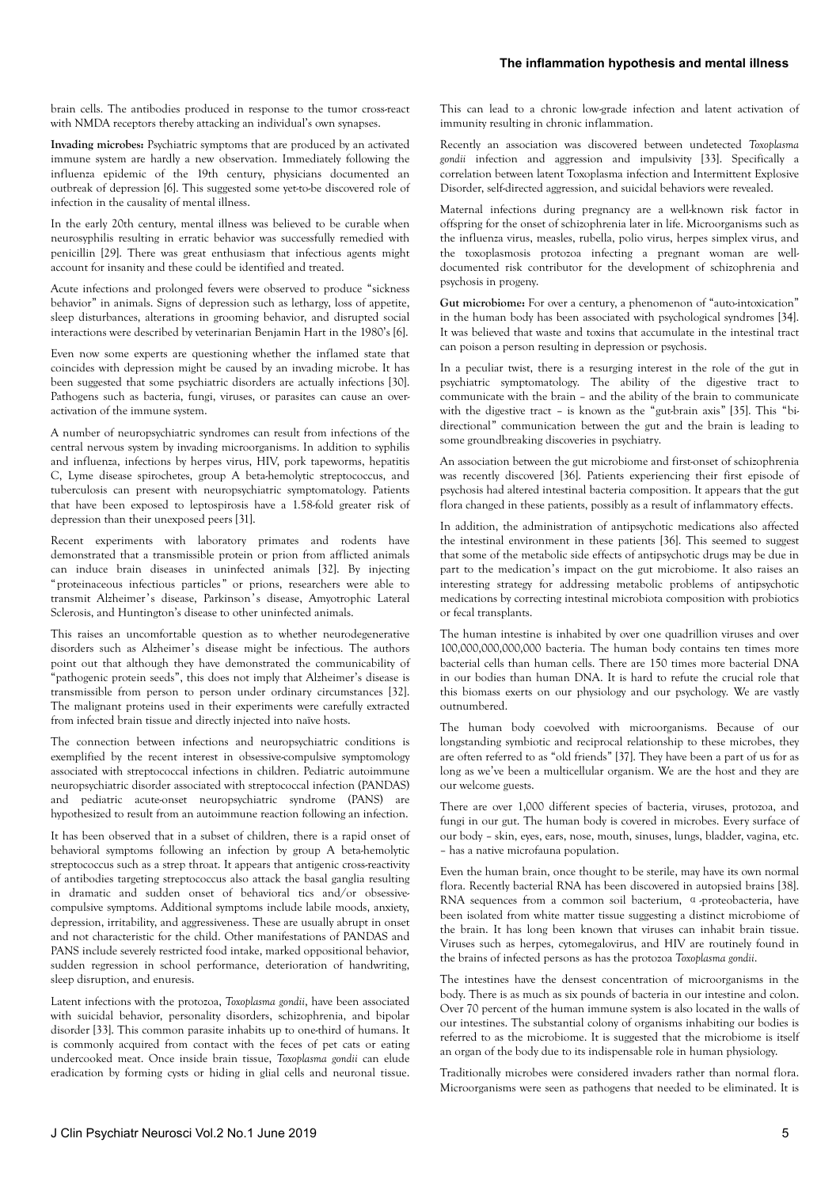brain cells. The antibodies produced in response to the tumor cross-react with NMDA receptors thereby attacking an individual's own synapses.

**Invading microbes:** Psychiatric symptoms that are produced by an activated immune system are hardly a new observation. Immediately following the influenza epidemic of the 19th century, physicians documented an outbreak of depression [6]. This suggested some yet-to-be discovered role of infection in the causality of mental illness.

In the early 20th century, mental illness was believed to be curable when neurosyphilis resulting in erratic behavior was successfully remedied with penicillin [29]. There was great enthusiasm that infectious agents might account for insanity and these could be identified and treated.

Acute infections and prolonged fevers were observed to produce "sickness behavior" in animals. Signs of depression such as lethargy, loss of appetite, sleep disturbances, alterations in grooming behavior, and disrupted social interactions were described by veterinarian Benjamin Hart in the 1980's [6].

Even now some experts are questioning whether the inflamed state that coincides with depression might be caused by an invading microbe. It has been suggested that some psychiatric disorders are actually infections [30]. Pathogens such as bacteria, fungi, viruses, or parasites can cause an over-activation of the immune system.

A number of neuropsychiatric syndromes can result from infections of the central nervous system by invading microorganisms. In addition to syphilis and influenza, infections by herpes virus, HIV, pork tapeworms, hepatitis C, Lyme disease spirochetes, group A beta-hemolytic streptococcus, and tuberculosis can present with neuropsychiatric symptomatology. Patients that have been exposed to leptospirosis have a 1.58-fold greater risk of depression than their unexposed peers [31].

Recent experiments with laboratory primates and rodents have demonstrated that a transmissible protein or prion from afflicted animals can induce brain diseases in uninfected animals [32]. By injecting "proteinaceous infectious particles" or prions, researchers were able to transmit Alzheimer's disease, Parkinson's disease, Amyotrophic Lateral Sclerosis, and Huntington's disease to other uninfected animals.

This raises an uncomfortable question as to whether neurodegenerative disorders such as Alzheimer's disease might be infectious. The authors point out that although they have demonstrated the communicability of "pathogenic protein seeds", this does not imply that Alzheimer's disease is transmissible from person to person under ordinary circumstances [32]. The malignant proteins used in their experiments were carefully extracted from infected brain tissue and directly injected into naïve hosts.

The connection between infections and neuropsychiatric conditions is exemplified by the recent interest in obsessive-compulsive symptomology associated with streptococcal infections in children. Pediatric autoimmune neuropsychiatric disorder associated with streptococcal infection (PANDAS) and pediatric acute-onset neuropsychiatric syndrome (PANS) are hypothesized to result from an autoimmune reaction following an infection.

It has been observed that in a subset of children, there is a rapid onset of behavioral symptoms following an infection by group A beta-hemolytic streptococcus such as a strep throat. It appears that antigenic cross-reactivity of antibodies targeting streptococcus also attack the basal ganglia resulting in dramatic and sudden onset of behavioral tics and/or obsessive-compulsive symptoms. Additional symptoms include labile moods, anxiety, depression, irritability, and aggressiveness. These are usually abrupt in onset and not characteristic for the child. Other manifestations of PANDAS and PANS include severely restricted food intake, marked oppositional behavior, sudden regression in school performance, deterioration of handwriting, sleep disruption, and enuresis.

Latent infections with the protozoa, *Toxoplasma gondii*, have been associated with suicidal behavior, personality disorders, schizophrenia, and bipolar disorder [33]. This common parasite inhabits up to one-third of humans. It is commonly acquired from contact with the feces of pet cats or eating undercooked meat. Once inside brain tissue, *Toxoplasma gondii* can elude eradication by forming cysts or hiding in glial cells and neuronal tissue. This can lead to a chronic low-grade infection and latent activation of immunity resulting in chronic inflammation.

Recently an association was discovered between undetected *Toxoplasma gondii* infection and aggression and impulsivity [33]. Specifically a correlation between latent Toxoplasma infection and Intermittent Explosive Disorder, self-directed aggression, and suicidal behaviors were revealed.

Maternal infections during pregnancy are a well-known risk factor in offspring for the onset of schizophrenia later in life. Microorganisms such as the influenza virus, measles, rubella, polio virus, herpes simplex virus, and the toxoplasmosis protozoa infecting a pregnant woman are well-documented risk contributor for the development of schizophrenia and psychosis in progeny.

**Gut microbiome:** For over a century, a phenomenon of "auto-intoxication" in the human body has been associated with psychological syndromes [34]. It was believed that waste and toxins that accumulate in the intestinal tract can poison a person resulting in depression or psychosis.

In a peculiar twist, there is a resurging interest in the role of the gut in psychiatric symptomatology. The ability of the digestive tract to communicate with the brain – and the ability of the brain to communicate with the digestive tract – is known as the "gut-brain axis" [35]. This "bi-directional" communication between the gut and the brain is leading to some groundbreaking discoveries in psychiatry.

An association between the gut microbiome and first-onset of schizophrenia was recently discovered [36]. Patients experiencing their first episode of psychosis had altered intestinal bacteria composition. It appears that the gut flora changed in these patients, possibly as a result of inflammatory effects.

In addition, the administration of antipsychotic medications also affected the intestinal environment in these patients [36]. This seemed to suggest that some of the metabolic side effects of antipsychotic drugs may be due in part to the medication's impact on the gut microbiome. It also raises an interesting strategy for addressing metabolic problems of antipsychotic medications by correcting intestinal microbiota composition with probiotics or fecal transplants.

The human intestine is inhabited by over one quadrillion viruses and over 100,000,000,000,000 bacteria. The human body contains ten times more bacterial cells than human cells. There are 150 times more bacterial DNA in our bodies than human DNA. It is hard to refute the crucial role that this biomass exerts on our physiology and our psychology. We are vastly outnumbered.

The human body coevolved with microorganisms. Because of our longstanding symbiotic and reciprocal relationship to these microbes, they are often referred to as "old friends" [37]. They have been a part of us for as long as we've been a multicellular organism. We are the host and they are our welcome guests.

There are over 1,000 different species of bacteria, viruses, protozoa, and fungi in our gut. The human body is covered in microbes. Every surface of our body – skin, eyes, ears, nose, mouth, sinuses, lungs, bladder, vagina, etc. – has a native microfauna population.

Even the human brain, once thought to be sterile, may have its own normal flora. Recently bacterial RNA has been discovered in autopsied brains [38]. RNA sequences from a common soil bacterium, α-proteobacteria, have been isolated from white matter tissue suggesting a distinct microbiome of the brain. It has long been known that viruses can inhabit brain tissue. Viruses such as herpes, cytomegalovirus, and HIV are routinely found in the brains of infected persons as has the protozoa *Toxoplasma gondii*.

The intestines have the densest concentration of microorganisms in the body. There is as much as six pounds of bacteria in our intestine and colon. Over 70 percent of the human immune system is also located in the walls of our intestines. The substantial colony of organisms inhabiting our bodies is referred to as the microbiome. It is suggested that the microbiome is itself an organ of the body due to its indispensable role in human physiology.

Traditionally microbes were considered invaders rather than normal flora. Microorganisms were seen as pathogens that needed to be eliminated. It is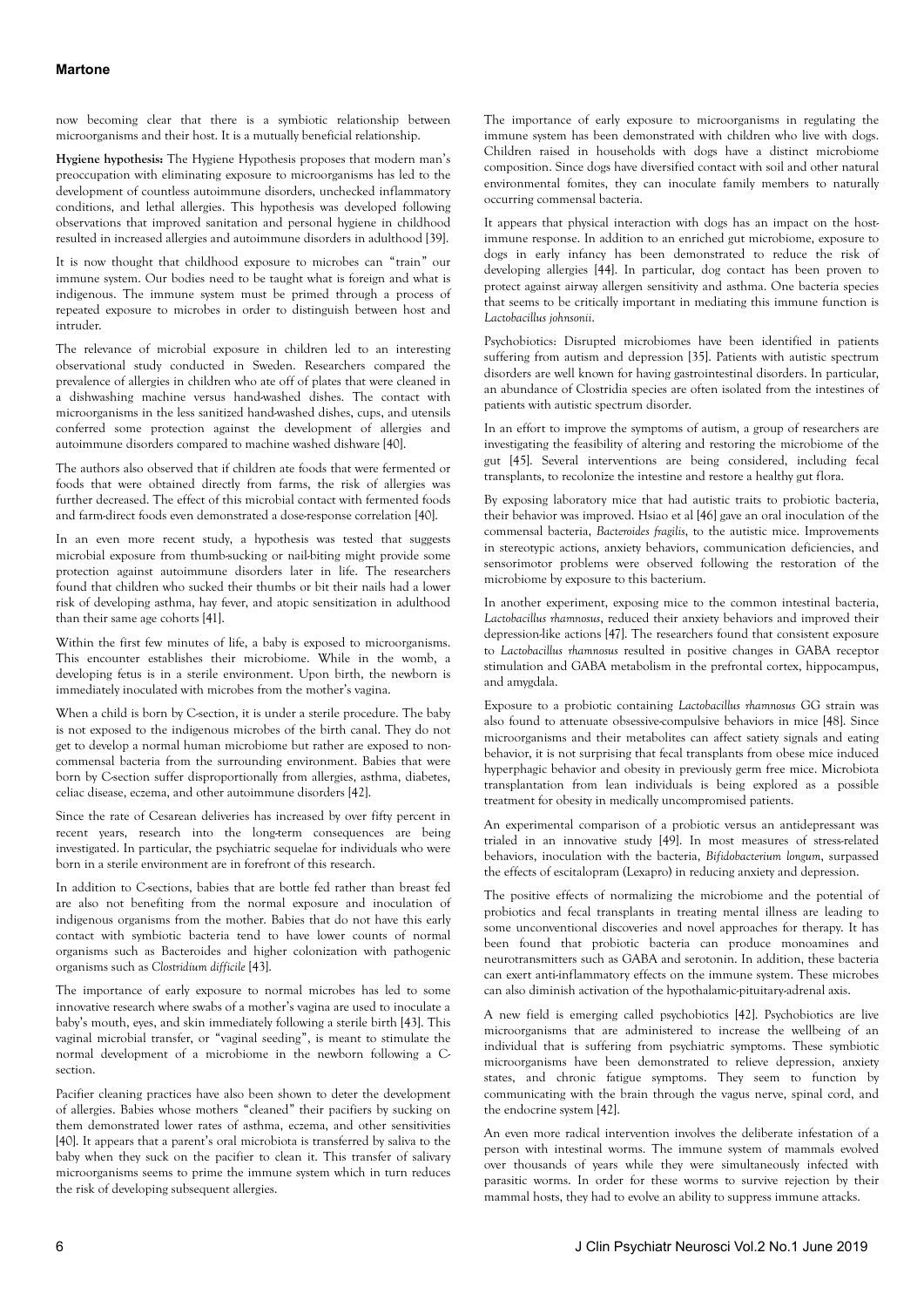now becoming clear that there is a symbiotic relationship between microorganisms and their host. It is a mutually beneficial relationship.

**Hygiene hypothesis:** The Hygiene Hypothesis proposes that modern man's preoccupation with eliminating exposure to microorganisms has led to the development of countless autoimmune disorders, unchecked inflammatory conditions, and lethal allergies. This hypothesis was developed following observations that improved sanitation and personal hygiene in childhood resulted in increased allergies and autoimmune disorders in adulthood [39].

It is now thought that childhood exposure to microbes can "train" our immune system. Our bodies need to be taught what is foreign and what is indigenous. The immune system must be primed through a process of repeated exposure to microbes in order to distinguish between host and intruder.

The relevance of microbial exposure in children led to an interesting observational study conducted in Sweden. Researchers compared the prevalence of allergies in children who ate off of plates that were cleaned in a dishwashing machine versus hand-washed dishes. The contact with microorganisms in the less sanitized hand-washed dishes, cups, and utensils conferred some protection against the development of allergies and autoimmune disorders compared to machine washed dishware [40].

The authors also observed that if children ate foods that were fermented or foods that were obtained directly from farms, the risk of allergies was further decreased. The effect of this microbial contact with fermented foods and farm-direct foods even demonstrated a dose-response correlation [40].

In an even more recent study, a hypothesis was tested that suggests microbial exposure from thumb-sucking or nail-biting might provide some protection against autoimmune disorders later in life. The researchers found that children who sucked their thumbs or bit their nails had a lower risk of developing asthma, hay fever, and atopic sensitization in adulthood than their same age cohorts [41].

Within the first few minutes of life, a baby is exposed to microorganisms. This encounter establishes their microbiome. While in the womb, a developing fetus is in a sterile environment. Upon birth, the newborn is immediately inoculated with microbes from the mother's vagina.

When a child is born by C-section, it is under a sterile procedure. The baby is not exposed to the indigenous microbes of the birth canal. They do not get to develop a normal human microbiome but rather are exposed to non-commensal bacteria from the surrounding environment. Babies that were born by C-section suffer disproportionally from allergies, asthma, diabetes, celiac disease, eczema, and other autoimmune disorders [42].

Since the rate of Cesarean deliveries has increased by over fifty percent in recent years, research into the long-term consequences are being investigated. In particular, the psychiatric sequelae for individuals who were born in a sterile environment are in forefront of this research.

In addition to C-sections, babies that are bottle fed rather than breast fed are also not benefiting from the normal exposure and inoculation of indigenous organisms from the mother. Babies that do not have this early contact with symbiotic bacteria tend to have lower counts of normal organisms such as Bacteroides and higher colonization with pathogenic organisms such as *Clostridium difficile* [43].

The importance of early exposure to normal microbes has led to some innovative research where swabs of a mother's vagina are used to inoculate a baby's mouth, eyes, and skin immediately following a sterile birth [43]. This vaginal microbial transfer, or "vaginal seeding", is meant to stimulate the normal development of a microbiome in the newborn following a C-section.

Pacifier cleaning practices have also been shown to deter the development of allergies. Babies whose mothers "cleaned" their pacifiers by sucking on them demonstrated lower rates of asthma, eczema, and other sensitivities [40]. It appears that a parent's oral microbiota is transferred by saliva to the baby when they suck on the pacifier to clean it. This transfer of salivary microorganisms seems to prime the immune system which in turn reduces the risk of developing subsequent allergies.

The importance of early exposure to microorganisms in regulating the immune system has been demonstrated with children who live with dogs. Children raised in households with dogs have a distinct microbiome composition. Since dogs have diversified contact with soil and other natural environmental fomites, they can inoculate family members to naturally occurring commensal bacteria.

It appears that physical interaction with dogs has an impact on the host-immune response. In addition to an enriched gut microbiome, exposure to dogs in early infancy has been demonstrated to reduce the risk of developing allergies [44]. In particular, dog contact has been proven to protect against airway allergen sensitivity and asthma. One bacteria species that seems to be critically important in mediating this immune function is *Lactobacillus johnsonii*.

Psychobiotics: Disrupted microbiomes have been identified in patients suffering from autism and depression [35]. Patients with autistic spectrum disorders are well known for having gastrointestinal disorders. In particular, an abundance of Clostridia species are often isolated from the intestines of patients with autistic spectrum disorder.

In an effort to improve the symptoms of autism, a group of researchers are investigating the feasibility of altering and restoring the microbiome of the gut [45]. Several interventions are being considered, including fecal transplants, to recolonize the intestine and restore a healthy gut flora.

By exposing laboratory mice that had autistic traits to probiotic bacteria, their behavior was improved. Hsiao et al [46] gave an oral inoculation of the commensal bacteria, *Bacteroides fragilis*, to the autistic mice. Improvements in stereotypic actions, anxiety behaviors, communication deficiencies, and sensorimotor problems were observed following the restoration of the microbiome by exposure to this bacterium.

In another experiment, exposing mice to the common intestinal bacteria, *Lactobacillus rhamnosus*, reduced their anxiety behaviors and improved their depression-like actions [47]. The researchers found that consistent exposure to *Lactobacillus rhamnosus* resulted in positive changes in GABA receptor stimulation and GABA metabolism in the prefrontal cortex, hippocampus, and amygdala.

Exposure to a probiotic containing *Lactobacillus rhamnosus* GG strain was also found to attenuate obsessive-compulsive behaviors in mice [48]. Since microorganisms and their metabolites can affect satiety signals and eating behavior, it is not surprising that fecal transplants from obese mice induced hyperphagic behavior and obesity in previously germ free mice. Microbiota transplantation from lean individuals is being explored as a possible treatment for obesity in medically uncompromised patients.

An experimental comparison of a probiotic versus an antidepressant was trialed in an innovative study [49]. In most measures of stress-related behaviors, inoculation with the bacteria, *Bifidobacterium longum*, surpassed the effects of escitalopram (Lexapro) in reducing anxiety and depression.

The positive effects of normalizing the microbiome and the potential of probiotics and fecal transplants in treating mental illness are leading to some unconventional discoveries and novel approaches for therapy. It has been found that probiotic bacteria can produce monoamines and neurotransmitters such as GABA and serotonin. In addition, these bacteria can exert anti-inflammatory effects on the immune system. These microbes can also diminish activation of the hypothalamic-pituitary-adrenal axis.

A new field is emerging called psychobiotics [42]. Psychobiotics are live microorganisms that are administered to increase the wellbeing of an individual that is suffering from psychiatric symptoms. These symbiotic microorganisms have been demonstrated to relieve depression, anxiety states, and chronic fatigue symptoms. They seem to function by communicating with the brain through the vagus nerve, spinal cord, and the endocrine system [42].

An even more radical intervention involves the deliberate infestation of a person with intestinal worms. The immune system of mammals evolved over thousands of years while they were simultaneously infected with parasitic worms. In order for these worms to survive rejection by their mammal hosts, they had to evolve an ability to suppress immune attacks.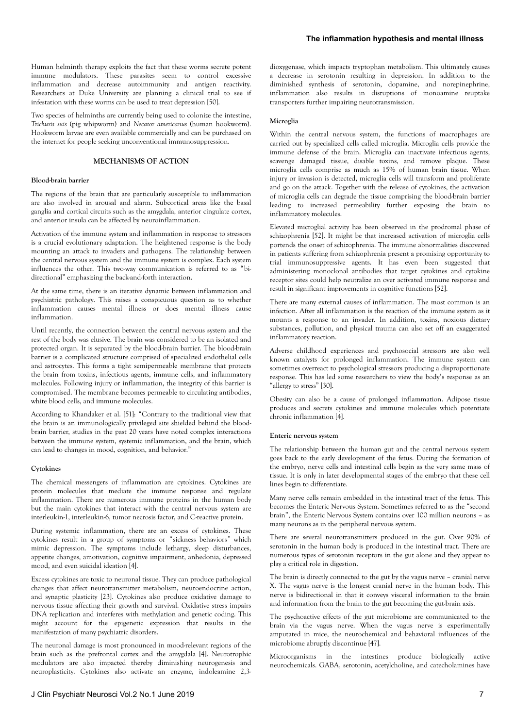Human helminth therapy exploits the fact that these worms secrete potent immune modulators. These parasites seem to control excessive inflammation and decrease autoimmunity and antigen reactivity. Researchers at Duke University are planning a clinical trial to see if infestation with these worms can be used to treat depression [50].

Two species of helminths are currently being used to colonize the intestine, *Trichuris suis* (pig whipworm) and *Necator americanus* (human hookworm). Hookworm larvae are even available commercially and can be purchased on the internet for people seeking unconventional immunosuppression.

## MECHANISMS OF ACTION

### Blood-brain barrier

The regions of the brain that are particularly susceptible to inflammation are also involved in arousal and alarm. Subcortical areas like the basal ganglia and cortical circuits such as the amygdala, anterior cingulate cortex, and anterior insula can be affected by neuroinflammation.

Activation of the immune system and inflammation in response to stressors is a crucial evolutionary adaptation. The heightened response is the body mounting an attack to invaders and pathogens. The relationship between the central nervous system and the immune system is complex. Each system influences the other. This two-way communication is referred to as "bi-directional" emphasizing the back-and-forth interaction.

At the same time, there is an iterative dynamic between inflammation and psychiatric pathology. This raises a conspicuous question as to whether inflammation causes mental illness or does mental illness cause inflammation.

Until recently, the connection between the central nervous system and the rest of the body was elusive. The brain was considered to be an isolated and protected organ. It is separated by the blood-brain barrier. The blood-brain barrier is a complicated structure comprised of specialized endothelial cells and astrocytes. This forms a tight semipermeable membrane that protects the brain from toxins, infectious agents, immune cells, and inflammatory molecules. Following injury or inflammation, the integrity of this barrier is compromised. The membrane becomes permeable to circulating antibodies, white blood cells, and immune molecules.

According to Khandaker et al. [51]: "Contrary to the traditional view that the brain is an immunologically privileged site shielded behind the blood-brain barrier, studies in the past 20 years have noted complex interactions between the immune system, systemic inflammation, and the brain, which can lead to changes in mood, cognition, and behavior."

### Cytokines

The chemical messengers of inflammation are cytokines. Cytokines are protein molecules that mediate the immune response and regulate inflammation. There are numerous immune proteins in the human body but the main cytokines that interact with the central nervous system are interleukin-1, interleukin-6, tumor necrosis factor, and C-reactive protein.

During systemic inflammation, there are an excess of cytokines. These cytokines result in a group of symptoms or "sickness behaviors" which mimic depression. The symptoms include lethargy, sleep disturbances, appetite changes, amotivation, cognitive impairment, anhedonia, depressed mood, and even suicidal ideation [4].

Excess cytokines are toxic to neuronal tissue. They can produce pathological changes that affect neurotransmitter metabolism, neuroendocrine action, and synaptic plasticity [23]. Cytokines also produce oxidative damage to nervous tissue affecting their growth and survival. Oxidative stress impairs DNA replication and interferes with methylation and genetic coding. This might account for the epigenetic expression that results in the manifestation of many psychiatric disorders.

The neuronal damage is most pronounced in mood-relevant regions of the brain such as the prefrontal cortex and the amygdala [4]. Neurotrophic modulators are also impacted thereby diminishing neurogenesis and neuroplasticity. Cytokines also activate an enzyme, indoleamine 2,3-dioxygenase, which impacts tryptophan metabolism. This ultimately causes a decrease in serotonin resulting in depression. In addition to the diminished synthesis of serotonin, dopamine, and norepinephrine, inflammation also results in disruptions of monoamine reuptake transporters further impairing neurotransmission.

### Microglia

Within the central nervous system, the functions of macrophages are carried out by specialized cells called microglia. Microglia cells provide the immune defense of the brain. Microglia can inactivate infectious agents, scavenge damaged tissue, disable toxins, and remove plaque. These microglia cells comprise as much as 15% of human brain tissue. When injury or invasion is detected, microglia cells will transform and proliferate and go on the attack. Together with the release of cytokines, the activation of microglia cells can degrade the tissue comprising the blood-brain barrier leading to increased permeability further exposing the brain to inflammatory molecules.

Elevated microglial activity has been observed in the prodromal phase of schizophrenia [52]. It might be that increased activation of microglia cells portends the onset of schizophrenia. The immune abnormalities discovered in patients suffering from schizophrenia present a promising opportunity to trial immunosuppressive agents. It has even been suggested that administering monoclonal antibodies that target cytokines and cytokine receptor sites could help neutralize an over activated immune response and result in significant improvements in cognitive functions [52].

There are many external causes of inflammation. The most common is an infection. After all inflammation is the reaction of the immune system as it mounts a response to an invader. In addition, toxins, noxious dietary substances, pollution, and physical trauma can also set off an exaggerated inflammatory reaction.

Adverse childhood experiences and psychosocial stressors are also well known catalysts for prolonged inflammation. The immune system can sometimes overreact to psychological stressors producing a disproportionate response. This has led some researchers to view the body's response as an "allergy to stress" [30].

Obesity can also be a cause of prolonged inflammation. Adipose tissue produces and secrets cytokines and immune molecules which potentiate chronic inflammation [4].

### Enteric nervous system

The relationship between the human gut and the central nervous system goes back to the early development of the fetus. During the formation of the embryo, nerve cells and intestinal cells begin as the very same mass of tissue. It is only in later developmental stages of the embryo that these cell lines begin to differentiate.

Many nerve cells remain embedded in the intestinal tract of the fetus. This becomes the Enteric Nervous System. Sometimes referred to as the "second brain", the Enteric Nervous System contains over 100 million neurons – as many neurons as in the peripheral nervous system.

There are several neurotransmitters produced in the gut. Over 90% of serotonin in the human body is produced in the intestinal tract. There are numerous types of serotonin receptors in the gut alone and they appear to play a critical role in digestion.

The brain is directly connected to the gut by the vagus nerve – cranial nerve X. The vagus nerve is the longest cranial nerve in the human body. This nerve is bidirectional in that it conveys visceral information to the brain and information from the brain to the gut becoming the gut-brain axis.

The psychoactive effects of the gut microbiome are communicated to the brain via the vagus nerve. When the vagus nerve is experimentally amputated in mice, the neurochemical and behavioral influences of the microbiome abruptly discontinue [47].

Microorganisms in the intestines produce biologically active neurochemicals. GABA, serotonin, acetylcholine, and catecholamines have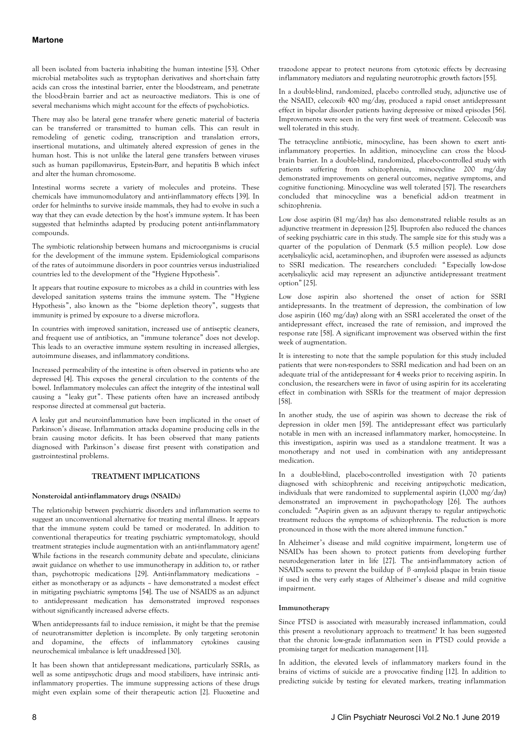all been isolated from bacteria inhabiting the human intestine [53]. Other microbial metabolites such as tryptophan derivatives and short-chain fatty acids can cross the intestinal barrier, enter the bloodstream, and penetrate the blood-brain barrier and act as neuroactive mediators. This is one of several mechanisms which might account for the effects of psychobiotics.

There may also be lateral gene transfer where genetic material of bacteria can be transferred or transmitted to human cells. This can result in remodeling of genetic coding, transcription and translation errors, insertional mutations, and ultimately altered expression of genes in the human host. This is not unlike the lateral gene transfers between viruses such as human papillomavirus, Epstein-Barr, and hepatitis B which infect and alter the human chromosome.

Intestinal worms secrete a variety of molecules and proteins. These chemicals have immunomodulatory and anti-inflammatory effects [39]. In order for helminths to survive inside mammals, they had to evolve in such a way that they can evade detection by the host's immune system. It has been suggested that helminths adapted by producing potent anti-inflammatory compounds.

The symbiotic relationship between humans and microorganisms is crucial for the development of the immune system. Epidemiological comparisons of the rates of autoimmune disorders in poor countries versus industrialized countries led to the development of the "Hygiene Hypothesis".

It appears that routine exposure to microbes as a child in countries with less developed sanitation systems trains the immune system. The "Hygiene Hypothesis", also known as the "biome depletion theory", suggests that immunity is primed by exposure to a diverse microflora.

In countries with improved sanitation, increased use of antiseptic cleaners, and frequent use of antibiotics, an "immune tolerance" does not develop. This leads to an overactive immune system resulting in increased allergies, autoimmune diseases, and inflammatory conditions.

Increased permeability of the intestine is often observed in patients who are depressed [4]. This exposes the general circulation to the contents of the bowel. Inflammatory molecules can affect the integrity of the intestinal wall causing a "leaky gut". These patients often have an increased antibody response directed at commensal gut bacteria.

A leaky gut and neuroinflammation have been implicated in the onset of Parkinson's disease. Inflammation attacks dopamine producing cells in the brain causing motor deficits. It has been observed that many patients diagnosed with Parkinson's disease first present with constipation and gastrointestinal problems.

## TREATMENT IMPLICATIONS

### Nonsteroidal anti-inflammatory drugs (NSAIDs)

The relationship between psychiatric disorders and inflammation seems to suggest an unconventional alternative for treating mental illness. It appears that the immune system could be tamed or moderated. In addition to conventional therapeutics for treating psychiatric symptomatology, should treatment strategies include augmentation with an anti-inflammatory agent? While factions in the research community debate and speculate, clinicians await guidance on whether to use immunotherapy in addition to, or rather than, psychotropic medications [29]. Anti-inflammatory medications – either as monotherapy or as adjuncts – have demonstrated a modest effect in mitigating psychiatric symptoms [54]. The use of NSAIDS as an adjunct to antidepressant medication has demonstrated improved responses without significantly increased adverse effects.

When antidepressants fail to induce remission, it might be that the premise of neurotransmitter depletion is incomplete. By only targeting serotonin and dopamine, the effects of inflammatory cytokines causing neurochemical imbalance is left unaddressed [30].

It has been shown that antidepressant medications, particularly SSRIs, as well as some antipsychotic drugs and mood stabilizers, have intrinsic anti-inflammatory properties. The immune suppressing actions of these drugs might even explain some of their therapeutic action [2]. Fluoxetine and trazodone appear to protect neurons from cytotoxic effects by decreasing inflammatory mediators and regulating neurotrophic growth factors [55].

In a double-blind, randomized, placebo controlled study, adjunctive use of the NSAID, celecoxib 400 mg/day, produced a rapid onset antidepressant effect in bipolar disorder patients having depressive or mixed episodes [56]. Improvements were seen in the very first week of treatment. Celecoxib was well tolerated in this study.

The tetracycline antibiotic, minocycline, has been shown to exert anti-inflammatory properties. In addition, minocycline can cross the blood-brain barrier. In a double-blind, randomized, placebo-controlled study with patients suffering from schizophrenia, minocycline 200 mg/day demonstrated improvements on general outcomes, negative symptoms, and cognitive functioning. Minocycline was well tolerated [57]. The researchers concluded that minocycline was a beneficial add-on treatment in schizophrenia.

Low dose aspirin (81 mg/day) has also demonstrated reliable results as an adjunctive treatment in depression [25]. Ibuprofen also reduced the chances of seeking psychiatric care in this study. The sample size for this study was a quarter of the population of Denmark (5.5 million people). Low dose acetylsalicylic acid, acetaminophen, and ibuprofen were assessed as adjuncts to SSRI medication. The researchers concluded: "Especially low-dose acetylsalicylic acid may represent an adjunctive antidepressant treatment option" [25].

Low dose aspirin also shortened the onset of action for SSRI antidepressants. In the treatment of depression, the combination of low dose aspirin (160 mg/day) along with an SSRI accelerated the onset of the antidepressant effect, increased the rate of remission, and improved the response rate [58]. A significant improvement was observed within the first week of augmentation.

It is interesting to note that the sample population for this study included patients that were non-responders to SSRI medication and had been on an adequate trial of the antidepressant for 4 weeks prior to receiving aspirin. In conclusion, the researchers were in favor of using aspirin for its accelerating effect in combination with SSRIs for the treatment of major depression [58].

In another study, the use of aspirin was shown to decrease the risk of depression in older men [59]. The antidepressant effect was particularly notable in men with an increased inflammatory marker, homocysteine. In this investigation, aspirin was used as a standalone treatment. It was a monotherapy and not used in combination with any antidepressant medication.

In a double-blind, placebo-controlled investigation with 70 patients diagnosed with schizophrenic and receiving antipsychotic medication, individuals that were randomized to supplemental aspirin (1,000 mg/day) demonstrated an improvement in psychopathology [26]. The authors concluded: "Aspirin given as an adjuvant therapy to regular antipsychotic treatment reduces the symptoms of schizophrenia. The reduction is more pronounced in those with the more altered immune function."

In Alzheimer's disease and mild cognitive impairment, long-term use of NSAIDs has been shown to protect patients from developing further neurodegeneration later in life [27]. The anti-inflammatory action of NSAIDs seems to prevent the buildup of β-amyloid plaque in brain tissue if used in the very early stages of Alzheimer's disease and mild cognitive impairment.

### Immunotherapy

Since PTSD is associated with measurably increased inflammation, could this present a revolutionary approach to treatment? It has been suggested that the chronic low-grade inflammation seen in PTSD could provide a promising target for medication management [11].

In addition, the elevated levels of inflammatory markers found in the brains of victims of suicide are a provocative finding [12]. In addition to predicting suicide by testing for elevated markers, treating inflammation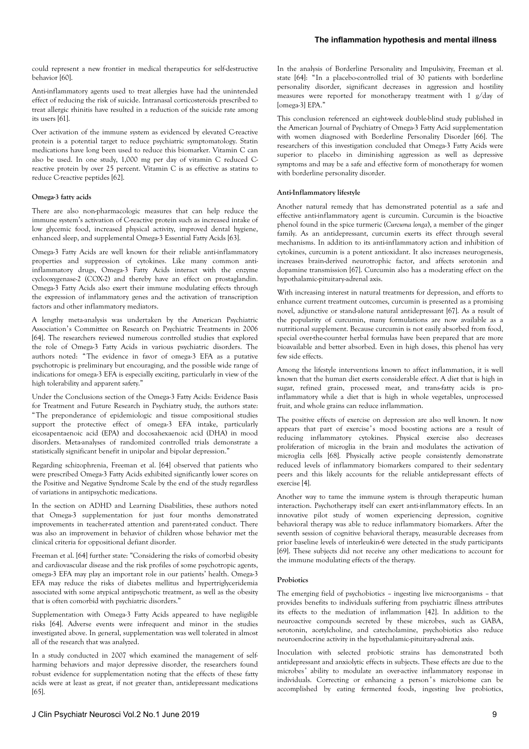could represent a new frontier in medical therapeutics for self-destructive behavior [60].

Anti-inflammatory agents used to treat allergies have had the unintended effect of reducing the risk of suicide. Intranasal corticosteroids prescribed to treat allergic rhinitis have resulted in a reduction of the suicide rate among its users [61].

Over activation of the immune system as evidenced by elevated C-reactive protein is a potential target to reduce psychiatric symptomatology. Statin medications have long been used to reduce this biomarker. Vitamin C can also be used. In one study, 1,000 mg per day of vitamin C reduced C-reactive protein by over 25 percent. Vitamin C is as effective as statins to reduce C-reactive peptides [62].

### Omega-3 fatty acids

There are also non-pharmacologic measures that can help reduce the immune system's activation of C-reactive protein such as increased intake of low glycemic food, increased physical activity, improved dental hygiene, enhanced sleep, and supplemental Omega-3 Essential Fatty Acids [63].

Omega-3 Fatty Acids are well known for their reliable anti-inflammatory properties and suppression of cytokines. Like many common anti-inflammatory drugs, Omega-3 Fatty Acids interact with the enzyme cyclooxygenase-2 (COX-2) and thereby have an effect on prostaglandin. Omega-3 Fatty Acids also exert their immune modulating effects through the expression of inflammatory genes and the activation of transcription factors and other inflammatory mediators.

A lengthy meta-analysis was undertaken by the American Psychiatric Association's Committee on Research on Psychiatric Treatments in 2006 [64]. The researchers reviewed numerous controlled studies that explored the role of Omega-3 Fatty Acids in various psychiatric disorders. The authors noted: "The evidence in favor of omega-3 EFA as a putative psychotropic is preliminary but encouraging, and the possible wide range of indications for omega-3 EFA is especially exciting, particularly in view of the high tolerability and apparent safety."

Under the Conclusions section of the Omega-3 Fatty Acids: Evidence Basis for Treatment and Future Research in Psychiatry study, the authors state: "The preponderance of epidemiologic and tissue compositional studies support the protective effect of omega-3 EFA intake, particularly eicosapentaenoic acid (EPA) and docosahexaenoic acid (DHA) in mood disorders. Meta-analyses of randomized controlled trials demonstrate a statistically significant benefit in unipolar and bipolar depression."

Regarding schizophrenia, Freeman et al. [64] observed that patients who were prescribed Omega-3 Fatty Acids exhibited significantly lower scores on the Positive and Negative Syndrome Scale by the end of the study regardless of variations in antipsychotic medications.

In the section on ADHD and Learning Disabilities, these authors noted that Omega-3 supplementation for just four months demonstrated improvements in teacher-rated attention and parent-rated conduct. There was also an improvement in behavior of children whose behavior met the clinical criteria for oppositional defiant disorder.

Freeman et al. [64] further state: "Considering the risks of comorbid obesity and cardiovascular disease and the risk profiles of some psychotropic agents, omega-3 EFA may play an important role in our patients' health. Omega-3 EFA may reduce the risks of diabetes mellitus and hypertriglyceridemia associated with some atypical antipsychotic treatment, as well as the obesity that is often comorbid with psychiatric disorders."

Supplementation with Omega-3 Fatty Acids appeared to have negligible risks [64]. Adverse events were infrequent and minor in the studies investigated above. In general, supplementation was well tolerated in almost all of the research that was analyzed.

In a study conducted in 2007 which examined the management of self-harming behaviors and major depressive disorder, the researchers found robust evidence for supplementation noting that the effects of these fatty acids were at least as great, if not greater than, antidepressant medications [65].

In the analysis of Borderline Personality and Impulsivity, Freeman et al. state [64]: "In a placebo-controlled trial of 30 patients with borderline personality disorder, significant decreases in aggression and hostility measures were reported for monotherapy treatment with 1 g/day of [omega-3] EPA."

This conclusion referenced an eight-week double-blind study published in the American Journal of Psychiatry of Omega-3 Fatty Acid supplementation with women diagnosed with Borderline Personality Disorder [66]. The researchers of this investigation concluded that Omega-3 Fatty Acids were superior to placebo in diminishing aggression as well as depressive symptoms and may be a safe and effective form of monotherapy for women with borderline personality disorder.

### Anti-Inflammatory lifestyle

Another natural remedy that has demonstrated potential as a safe and effective anti-inflammatory agent is curcumin. Curcumin is the bioactive phenol found in the spice turmeric (*Curcuma longa*), a member of the ginger family. As an antidepressant, curcumin exerts its effect through several mechanisms. In addition to its anti-inflammatory action and inhibition of cytokines, curcumin is a potent antioxidant. It also increases neurogenesis, increases brain-derived neurotrophic factor, and affects serotonin and dopamine transmission [67]. Curcumin also has a moderating effect on the hypothalamic-pituitary-adrenal axis.

With increasing interest in natural treatments for depression, and efforts to enhance current treatment outcomes, curcumin is presented as a promising novel, adjunctive or stand-alone natural antidepressant [67]. As a result of the popularity of curcumin, many formulations are now available as a nutritional supplement. Because curcumin is not easily absorbed from food, special over-the-counter herbal formulas have been prepared that are more bioavailable and better absorbed. Even in high doses, this phenol has very few side effects.

Among the lifestyle interventions known to affect inflammation, it is well known that the human diet exerts considerable effect. A diet that is high in sugar, refined grain, processed meat, and trans-fatty acids is pro-inflammatory while a diet that is high in whole vegetables, unprocessed fruit, and whole grains can reduce inflammation.

The positive effects of exercise on depression are also well known. It now appears that part of exercise's mood boosting actions are a result of reducing inflammatory cytokines. Physical exercise also decreases proliferation of microglia in the brain and modulates the activation of microglia cells [68]. Physically active people consistently demonstrate reduced levels of inflammatory biomarkers compared to their sedentary peers and this likely accounts for the reliable antidepressant effects of exercise [4].

Another way to tame the immune system is through therapeutic human interaction. Psychotherapy itself can exert anti-inflammatory effects. In an innovative pilot study of women experiencing depression, cognitive behavioral therapy was able to reduce inflammatory biomarkers. After the seventh session of cognitive behavioral therapy, measurable decreases from prior baseline levels of interleukin-6 were detected in the study participants [69]. These subjects did not receive any other medications to account for the immune modulating effects of the therapy.

### Probiotics

The emerging field of psychobiotics – ingesting live microorganisms – that provides benefits to individuals suffering from psychiatric illness attributes its effects to the mediation of inflammation [42]. In addition to the neuroactive compounds secreted by these microbes, such as GABA, serotonin, acetylcholine, and catecholamine, psychobiotics also reduce neuroendocrine activity in the hypothalamic-pituitary-adrenal axis.

Inoculation with selected probiotic strains has demonstrated both antidepressant and anxiolytic effects in subjects. These effects are due to the microbes' ability to modulate an over-active inflammatory response in individuals. Correcting or enhancing a person's microbiome can be accomplished by eating fermented foods, ingesting live probiotics,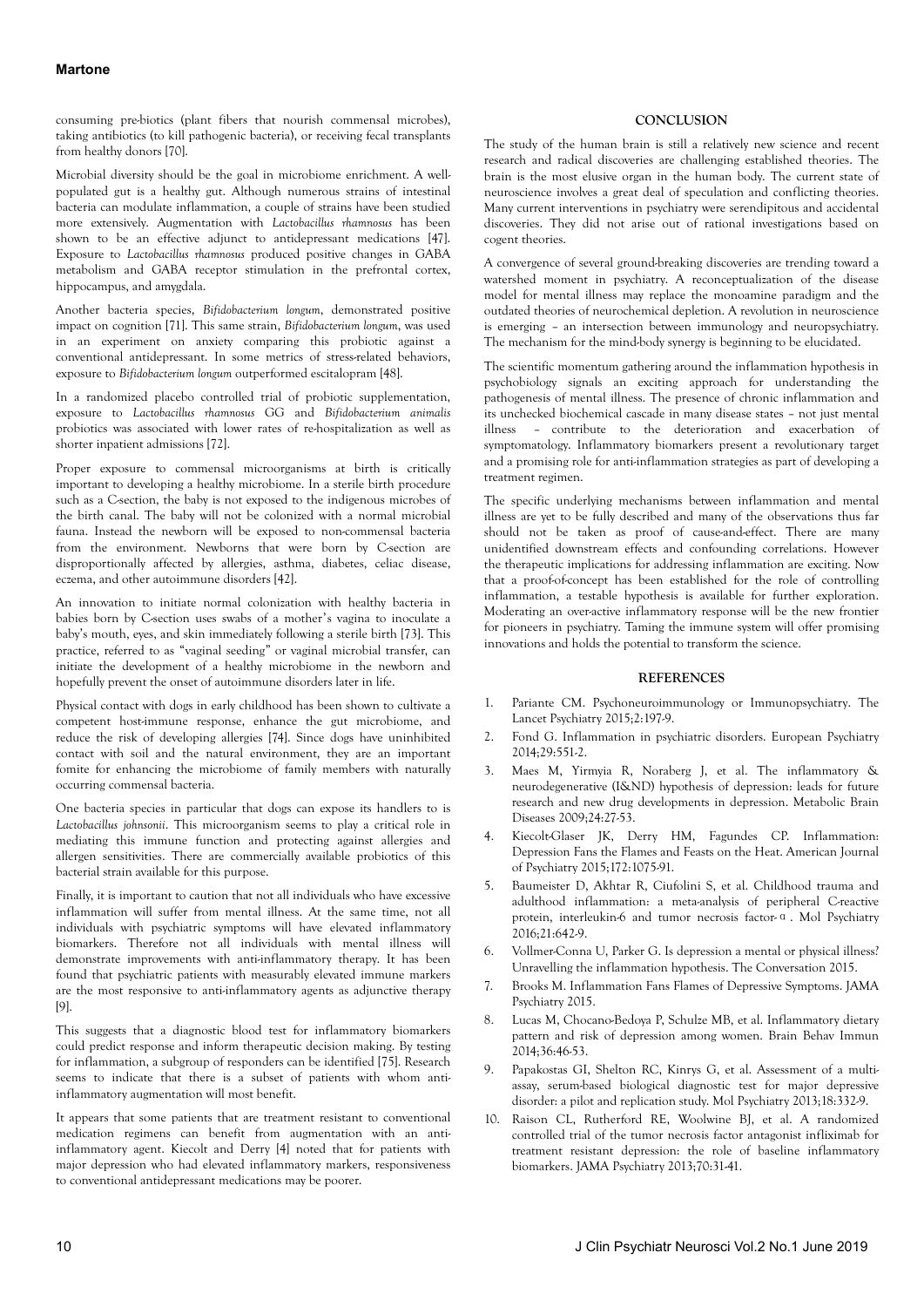consuming pre-biotics (plant fibers that nourish commensal microbes), taking antibiotics (to kill pathogenic bacteria), or receiving fecal transplants from healthy donors [70].

Microbial diversity should be the goal in microbiome enrichment. A well-populated gut is a healthy gut. Although numerous strains of intestinal bacteria can modulate inflammation, a couple of strains have been studied more extensively. Augmentation with *Lactobacillus rhamnosus* has been shown to be an effective adjunct to antidepressant medications [47]. Exposure to *Lactobacillus rhamnosus* produced positive changes in GABA metabolism and GABA receptor stimulation in the prefrontal cortex, hippocampus, and amygdala.

Another bacteria species, *Bifidobacterium longum*, demonstrated positive impact on cognition [71]. This same strain, *Bifidobacterium longum*, was used in an experiment on anxiety comparing this probiotic against a conventional antidepressant. In some metrics of stress-related behaviors, exposure to *Bifidobacterium longum* outperformed escitalopram [48].

In a randomized placebo controlled trial of probiotic supplementation, exposure to *Lactobacillus rhamnosus* GG and *Bifidobacterium animalis* probiotics was associated with lower rates of re-hospitalization as well as shorter inpatient admissions [72].

Proper exposure to commensal microorganisms at birth is critically important to developing a healthy microbiome. In a sterile birth procedure such as a C-section, the baby is not exposed to the indigenous microbes of the birth canal. The baby will not be colonized with a normal microbial fauna. Instead the newborn will be exposed to non-commensal bacteria from the environment. Newborns that were born by C-section are disproportionally affected by allergies, asthma, diabetes, celiac disease, eczema, and other autoimmune disorders [42].

An innovation to initiate normal colonization with healthy bacteria in babies born by C-section uses swabs of a mother's vagina to inoculate a baby's mouth, eyes, and skin immediately following a sterile birth [73]. This practice, referred to as "vaginal seeding" or vaginal microbial transfer, can initiate the development of a healthy microbiome in the newborn and hopefully prevent the onset of autoimmune disorders later in life.

Physical contact with dogs in early childhood has been shown to cultivate a competent host-immune response, enhance the gut microbiome, and reduce the risk of developing allergies [74]. Since dogs have uninhibited contact with soil and the natural environment, they are an important fomite for enhancing the microbiome of family members with naturally occurring commensal bacteria.

One bacteria species in particular that dogs can expose its handlers to is *Lactobacillus johnsonii*. This microorganism seems to play a critical role in mediating this immune function and protecting against allergies and allergen sensitivities. There are commercially available probiotics of this bacterial strain available for this purpose.

Finally, it is important to caution that not all individuals who have excessive inflammation will suffer from mental illness. At the same time, not all individuals with psychiatric symptoms will have elevated inflammatory biomarkers. Therefore not all individuals with mental illness will demonstrate improvements with anti-inflammatory therapy. It has been found that psychiatric patients with measurably elevated immune markers are the most responsive to anti-inflammatory agents as adjunctive therapy [9].

This suggests that a diagnostic blood test for inflammatory biomarkers could predict response and inform therapeutic decision making. By testing for inflammation, a subgroup of responders can be identified [75]. Research seems to indicate that there is a subset of patients with whom anti-inflammatory augmentation will most benefit.

It appears that some patients that are treatment resistant to conventional medication regimens can benefit from augmentation with an anti-inflammatory agent. Kiecolt and Derry [4] noted that for patients with major depression who had elevated inflammatory markers, responsiveness to conventional antidepressant medications may be poorer.

## CONCLUSION

The study of the human brain is still a relatively new science and recent research and radical discoveries are challenging established theories. The brain is the most elusive organ in the human body. The current state of neuroscience involves a great deal of speculation and conflicting theories. Many current interventions in psychiatry were serendipitous and accidental discoveries. They did not arise out of rational investigations based on cogent theories.

A convergence of several ground-breaking discoveries are trending toward a watershed moment in psychiatry. A reconceptualization of the disease model for mental illness may replace the monoamine paradigm and the outdated theories of neurochemical depletion. A revolution in neuroscience is emerging – an intersection between immunology and neuropsychiatry. The mechanism for the mind-body synergy is beginning to be elucidated.

The scientific momentum gathering around the inflammation hypothesis in psychobiology signals an exciting approach for understanding the pathogenesis of mental illness. The presence of chronic inflammation and its unchecked biochemical cascade in many disease states – not just mental illness – contribute to the deterioration and exacerbation of symptomatology. Inflammatory biomarkers present a revolutionary target and a promising role for anti-inflammation strategies as part of developing a treatment regimen.

The specific underlying mechanisms between inflammation and mental illness are yet to be fully described and many of the observations thus far should not be taken as proof of cause-and-effect. There are many unidentified downstream effects and confounding correlations. However the therapeutic implications for addressing inflammation are exciting. Now that a proof-of-concept has been established for the role of controlling inflammation, a testable hypothesis is available for further exploration. Moderating an over-active inflammatory response will be the new frontier for pioneers in psychiatry. Taming the immune system will offer promising innovations and holds the potential to transform the science.

## REFERENCES

1. Pariante CM. Psychoneuroimmunology or Immunopsychiatry. The Lancet Psychiatry 2015;2:197-9.
2. Fond G. Inflammation in psychiatric disorders. European Psychiatry 2014;29:551-2.
3. Maes M, Yirmyia R, Noraberg J, et al. The inflammatory & neurodegenerative (I&ND) hypothesis of depression: leads for future research and new drug developments in depression. Metabolic Brain Diseases 2009;24:27-53.
4. Kiecolt-Glaser JK, Derry HM, Fagundes CP. Inflammation: Depression Fans the Flames and Feasts on the Heat. American Journal of Psychiatry 2015;172:1075-91.
5. Baumeister D, Akhtar R, Ciufolini S, et al. Childhood trauma and adulthood inflammation: a meta-analysis of peripheral C-reactive protein, interleukin-6 and tumor necrosis factor-α. Mol Psychiatry 2016;21:642-9.
6. Vollmer-Conna U, Parker G. Is depression a mental or physical illness? Unravelling the inflammation hypothesis. The Conversation 2015.
7. Brooks M. Inflammation Fans Flames of Depressive Symptoms. JAMA Psychiatry 2015.
8. Lucas M, Chocano-Bedoya P, Schulze MB, et al. Inflammatory dietary pattern and risk of depression among women. Brain Behav Immun 2014;36:46-53.
9. Papakostas GI, Shelton RC, Kinrys G, et al. Assessment of a multi-assay, serum-based biological diagnostic test for major depressive disorder: a pilot and replication study. Mol Psychiatry 2013;18:332-9.
10. Raison CL, Rutherford RE, Woolwine BJ, et al. A randomized controlled trial of the tumor necrosis factor antagonist infliximab for treatment resistant depression: the role of baseline inflammatory biomarkers. JAMA Psychiatry 2013;70:31-41.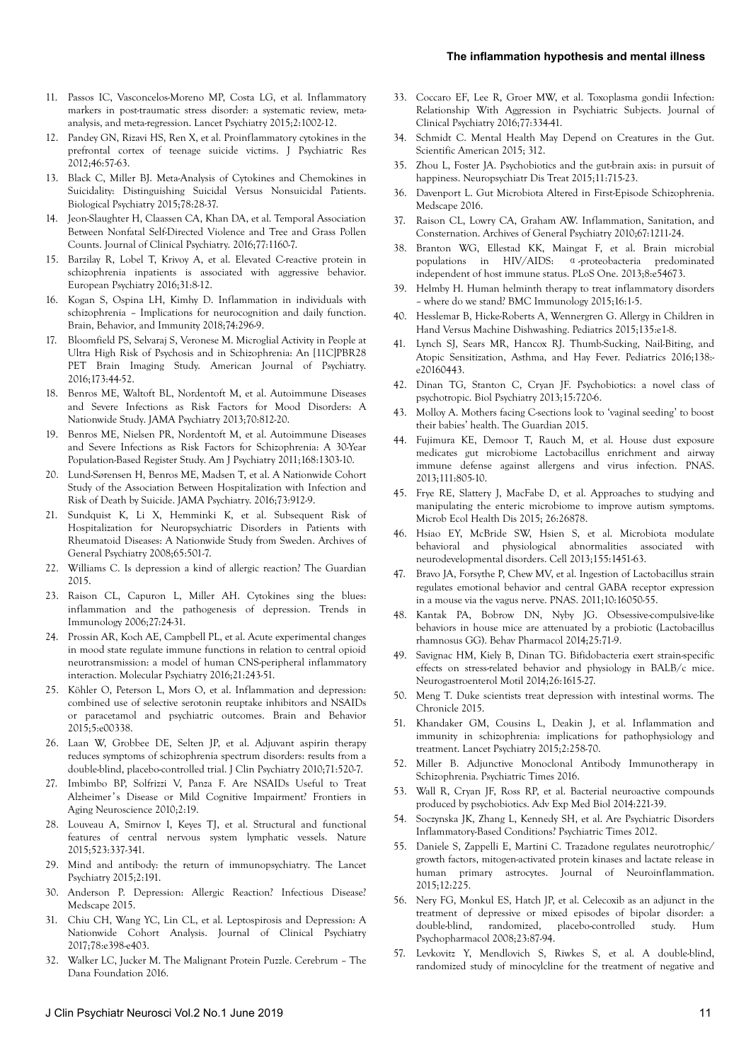11. Passos IC, Vasconcelos-Moreno MP, Costa LG, et al. Inflammatory markers in post-traumatic stress disorder: a systematic review, meta-analysis, and meta-regression. Lancet Psychiatry 2015;2:1002-12.
12. Pandey GN, Rizavi HS, Ren X, et al. Proinflammatory cytokines in the prefrontal cortex of teenage suicide victims. J Psychiatric Res 2012;46:57-63.
13. Black C, Miller BJ. Meta-Analysis of Cytokines and Chemokines in Suicidality: Distinguishing Suicidal Versus Nonsuicidal Patients. Biological Psychiatry 2015;78:28-37.
14. Jeon-Slaughter H, Claassen CA, Khan DA, et al. Temporal Association Between Nonfatal Self-Directed Violence and Tree and Grass Pollen Counts. Journal of Clinical Psychiatry. 2016;77:1160-7.
15. Barzilay R, Lobel T, Krivoy A, et al. Elevated C-reactive protein in schizophrenia inpatients is associated with aggressive behavior. European Psychiatry 2016;31:8-12.
16. Kogan S, Ospina LH, Kimhy D. Inflammation in individuals with schizophrenia – Implications for neurocognition and daily function. Brain, Behavior, and Immunity 2018;74:296-9.
17. Bloomfield PS, Selvaraj S, Veronese M. Microglial Activity in People at Ultra High Risk of Psychosis and in Schizophrenia: An [11C]PBR28 PET Brain Imaging Study. American Journal of Psychiatry. 2016;173:44-52.
18. Benros ME, Waltoft BL, Nordentoft M, et al. Autoimmune Diseases and Severe Infections as Risk Factors for Mood Disorders: A Nationwide Study. JAMA Psychiatry 2013;70:812-20.
19. Benros ME, Nielsen PR, Nordentoft M, et al. Autoimmune Diseases and Severe Infections as Risk Factors for Schizophrenia: A 30-Year Population-Based Register Study. Am J Psychiatry 2011;168:1303-10.
20. Lund-Sørensen H, Benros ME, Madsen T, et al. A Nationwide Cohort Study of the Association Between Hospitalization with Infection and Risk of Death by Suicide. JAMA Psychiatry. 2016;73:912-9.
21. Sundquist K, Li X, Hemminki K, et al. Subsequent Risk of Hospitalization for Neuropsychiatric Disorders in Patients with Rheumatoid Diseases: A Nationwide Study from Sweden. Archives of General Psychiatry 2008;65:501-7.
22. Williams C. Is depression a kind of allergic reaction? The Guardian 2015.
23. Raison CL, Capuron L, Miller AH. Cytokines sing the blues: inflammation and the pathogenesis of depression. Trends in Immunology 2006;27:24-31.
24. Prossin AR, Koch AE, Campbell PL, et al. Acute experimental changes in mood state regulate immune functions in relation to central opioid neurotransmission: a model of human CNS-peripheral inflammatory interaction. Molecular Psychiatry 2016;21:243-51.
25. Köhler O, Peterson L, Mors O, et al. Inflammation and depression: combined use of selective serotonin reuptake inhibitors and NSAIDs or paracetamol and psychiatric outcomes. Brain and Behavior 2015;5:e00338.
26. Laan W, Grobbee DE, Selten JP, et al. Adjuvant aspirin therapy reduces symptoms of schizophrenia spectrum disorders: results from a double-blind, placebo-controlled trial. J Clin Psychiatry 2010;71:520-7.
27. Imbimbo BP, Solfrizzi V, Panza F. Are NSAIDs Useful to Treat Alzheimer's Disease or Mild Cognitive Impairment? Frontiers in Aging Neuroscience 2010;2:19.
28. Louveau A, Smirnov I, Keyes TJ, et al. Structural and functional features of central nervous system lymphatic vessels. Nature 2015;523:337-341.
29. Mind and antibody: the return of immunopsychiatry. The Lancet Psychiatry 2015;2:191.
30. Anderson P. Depression: Allergic Reaction? Infectious Disease? Medscape 2015.
31. Chiu CH, Wang YC, Lin CL, et al. Leptospirosis and Depression: A Nationwide Cohort Analysis. Journal of Clinical Psychiatry 2017;78:e398-e403.
32. Walker LC, Jucker M. The Malignant Protein Puzzle. Cerebrum – The Dana Foundation 2016.
33. Coccaro EF, Lee R, Groer MW, et al. Toxoplasma gondii Infection: Relationship With Aggression in Psychiatric Subjects. Journal of Clinical Psychiatry 2016;77:334-41.
34. Schmidt C. Mental Health May Depend on Creatures in the Gut. Scientific American 2015; 312.
35. Zhou L, Foster JA. Psychobiotics and the gut-brain axis: in pursuit of happiness. Neuropsychiatr Dis Treat 2015;11:715-23.
36. Davenport L. Gut Microbiota Altered in First-Episode Schizophrenia. Medscape 2016.
37. Raison CL, Lowry CA, Graham AW. Inflammation, Sanitation, and Consternation. Archives of General Psychiatry 2010;67:1211-24.
38. Branton WG, Ellestad KK, Maingat F, et al. Brain microbial populations in HIV/AIDS: α-proteobacteria predominated independent of host immune status. PLoS One. 2013;8:e54673.
39. Helmby H. Human helminth therapy to treat inflammatory disorders – where do we stand? BMC Immunology 2015;16:1-5.
40. Hesslemar B, Hicke-Roberts A, Wennergren G. Allergy in Children in Hand Versus Machine Dishwashing. Pediatrics 2015;135:e1-8.
41. Lynch SJ, Sears MR, Hancox RJ. Thumb-Sucking, Nail-Biting, and Atopic Sensitization, Asthma, and Hay Fever. Pediatrics 2016;138:-e20160443.
42. Dinan TG, Stanton C, Cryan JF. Psychobiotics: a novel class of psychotropic. Biol Psychiatry 2013;15:720-6.
43. Molloy A. Mothers facing C-sections look to 'vaginal seeding' to boost their babies' health. The Guardian 2015.
44. Fujimura KE, Demoor T, Rauch M, et al. House dust exposure medicates gut microbiome Lactobacillus enrichment and airway immune defense against allergens and virus infection. PNAS. 2013;111:805-10.
45. Frye RE, Slattery J, MacFabe D, et al. Approaches to studying and manipulating the enteric microbiome to improve autism symptoms. Microb Ecol Health Dis 2015; 26:26878.
46. Hsiao EY, McBride SW, Hsien S, et al. Microbiota modulate behavioral and physiological abnormalities associated with neurodevelopmental disorders. Cell 2013;155:1451-63.
47. Bravo JA, Forsythe P, Chew MV, et al. Ingestion of Lactobacillus strain regulates emotional behavior and central GABA receptor expression in a mouse via the vagus nerve. PNAS. 2011;10:16050-55.
48. Kantak PA, Bobrow DN, Nyby JG. Obsessive-compulsive-like behaviors in house mice are attenuated by a probiotic (Lactobacillus rhamnosus GG). Behav Pharmacol 2014;25:71-9.
49. Savignac HM, Kiely B, Dinan TG. Bifidobacteria exert strain-specific effects on stress-related behavior and physiology in BALB/c mice. Neurogastroenterol Motil 2014;26:1615-27.
50. Meng T. Duke scientists treat depression with intestinal worms. The Chronicle 2015.
51. Khandaker GM, Cousins L, Deakin J, et al. Inflammation and immunity in schizophrenia: implications for pathophysiology and treatment. Lancet Psychiatry 2015;2:258-70.
52. Miller B. Adjunctive Monoclonal Antibody Immunotherapy in Schizophrenia. Psychiatric Times 2016.
53. Wall R, Cryan JF, Ross RP, et al. Bacterial neuroactive compounds produced by psychobiotics. Adv Exp Med Biol 2014:221-39.
54. Soczynska JK, Zhang L, Kennedy SH, et al. Are Psychiatric Disorders Inflammatory-Based Conditions? Psychiatric Times 2012.
55. Daniele S, Zappelli E, Martini C. Trazadone regulates neurotrophic/growth factors, mitogen-activated protein kinases and lactate release in human primary astrocytes. Journal of Neuroinflammation. 2015;12:225.
56. Nery FG, Monkul ES, Hatch JP, et al. Celecoxib as an adjunct in the treatment of depressive or mixed episodes of bipolar disorder: a double-blind, randomized, placebo-controlled study. Hum Psychopharmacol 2008;23:87-94.
57. Levkovitz Y, Mendlovich S, Riwkes S, et al. A double-blind, randomized study of minocylcline for the treatment of negative and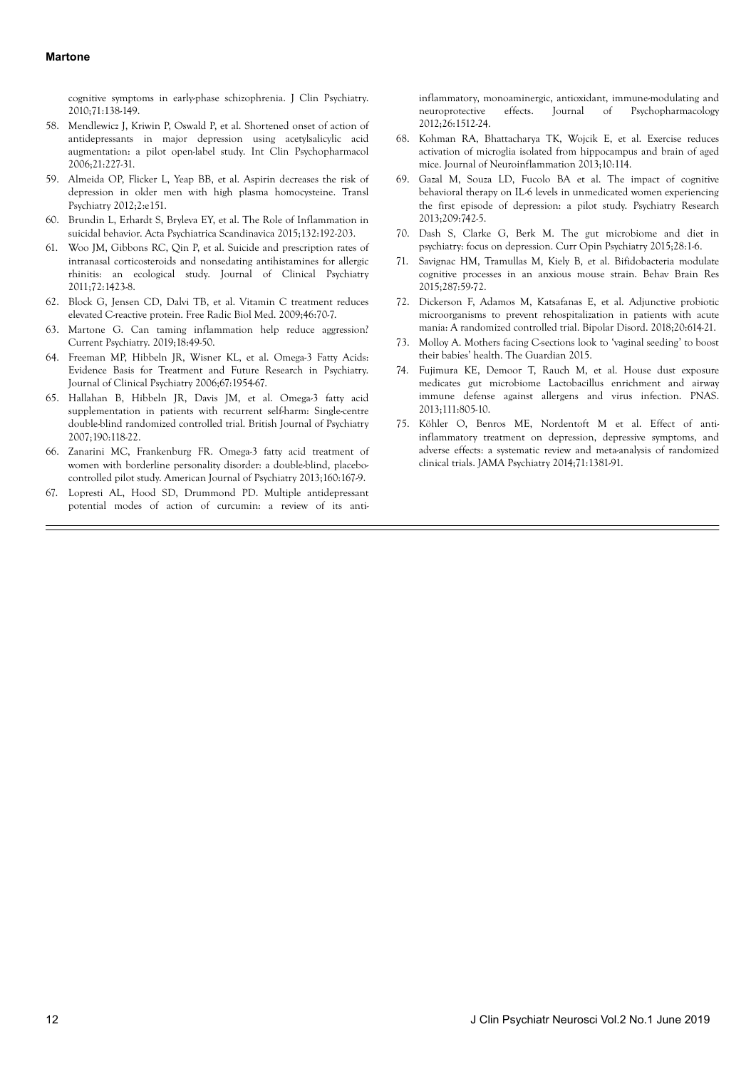cognitive symptoms in early-phase schizophrenia. J Clin Psychiatry. 2010;71:138-149.

58. Mendlewicz J, Kriwin P, Oswald P, et al. Shortened onset of action of antidepressants in major depression using acetylsalicylic acid augmentation: a pilot open-label study. Int Clin Psychopharmacol 2006;21:227-31.
59. Almeida OP, Flicker L, Yeap BB, et al. Aspirin decreases the risk of depression in older men with high plasma homocysteine. Transl Psychiatry 2012;2:e151.
60. Brundin L, Erhardt S, Bryleva EY, et al. The Role of Inflammation in suicidal behavior. Acta Psychiatrica Scandinavica 2015;132:192-203.
61. Woo JM, Gibbons RC, Qin P, et al. Suicide and prescription rates of intranasal corticosteroids and nonsedating antihistamines for allergic rhinitis: an ecological study. Journal of Clinical Psychiatry 2011;72:1423-8.
62. Block G, Jensen CD, Dalvi TB, et al. Vitamin C treatment reduces elevated C-reactive protein. Free Radic Biol Med. 2009;46:70-7.
63. Martone G. Can taming inflammation help reduce aggression? Current Psychiatry. 2019;18:49-50.
64. Freeman MP, Hibbeln JR, Wisner KL, et al. Omega-3 Fatty Acids: Evidence Basis for Treatment and Future Research in Psychiatry. Journal of Clinical Psychiatry 2006;67:1954-67.
65. Hallahan B, Hibbeln JR, Davis JM, et al. Omega-3 fatty acid supplementation in patients with recurrent self-harm: Single-centre double-blind randomized controlled trial. British Journal of Psychiatry 2007;190:118-22.
66. Zanarini MC, Frankenburg FR. Omega-3 fatty acid treatment of women with borderline personality disorder: a double-blind, placebo-controlled pilot study. American Journal of Psychiatry 2013;160:167-9.
67. Lopresti AL, Hood SD, Drummond PD. Multiple antidepressant potential modes of action of curcumin: a review of its anti-inflammatory, monoaminergic, antioxidant, immune-modulating and neuroprotective effects. Journal of Psychopharmacology 2012;26:1512-24.
68. Kohman RA, Bhattacharya TK, Wojcik E, et al. Exercise reduces activation of microglia isolated from hippocampus and brain of aged mice. Journal of Neuroinflammation 2013;10:114.
69. Gazal M, Souza LD, Fucolo BA et al. The impact of cognitive behavioral therapy on IL-6 levels in unmedicated women experiencing the first episode of depression: a pilot study. Psychiatry Research 2013;209:742-5.
70. Dash S, Clarke G, Berk M. The gut microbiome and diet in psychiatry: focus on depression. Curr Opin Psychiatry 2015;28:1-6.
71. Savignac HM, Tramullas M, Kiely B, et al. Bifidobacteria modulate cognitive processes in an anxious mouse strain. Behav Brain Res 2015;287:59-72.
72. Dickerson F, Adamos M, Katsafanas E, et al. Adjunctive probiotic microorganisms to prevent rehospitalization in patients with acute mania: A randomized controlled trial. Bipolar Disord. 2018;20:614-21.
73. Molloy A. Mothers facing C-sections look to 'vaginal seeding' to boost their babies' health. The Guardian 2015.
74. Fujimura KE, Demoor T, Rauch M, et al. House dust exposure medicates gut microbiome Lactobacillus enrichment and airway immune defense against allergens and virus infection. PNAS. 2013;111:805-10.
75. Köhler O, Benros ME, Nordentoft M et al. Effect of anti-inflammatory treatment on depression, depressive symptoms, and adverse effects: a systematic review and meta-analysis of randomized clinical trials. JAMA Psychiatry 2014;71:1381-91.